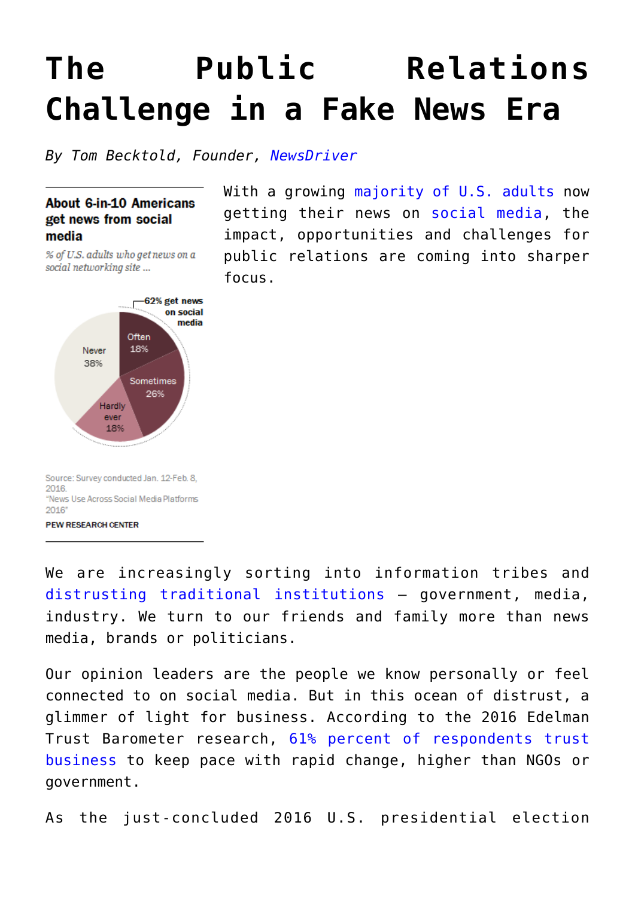# The Public Relations Challenge in a Fake News Era

*By Tom Becktold, Founder, NewsDriver*

**About 6-in-10 Americans get news from social media**

*% of U.S. adults who get news on a social networking site ...*

62% get news on social media

Often 18%

Sometimes 26%

Hardly ever 18%

Never 38%

Source: Survey conducted Jan. 12-Feb. 8, 2016.
"News Use Across Social Media Platforms 2016"

PEW RESEARCH CENTER

With a growing majority of U.S. adults now getting their news on social media, the impact, opportunities and challenges for public relations are coming into sharper focus.

We are increasingly sorting into information tribes and distrusting traditional institutions – government, media, industry. We turn to our friends and family more than news media, brands or politicians.

Our opinion leaders are the people we know personally or feel connected to on social media. But in this ocean of distrust, a glimmer of light for business. According to the 2016 Edelman Trust Barometer research, 61% percent of respondents trust business to keep pace with rapid change, higher than NGOs or government.

As the just-concluded 2016 U.S. presidential election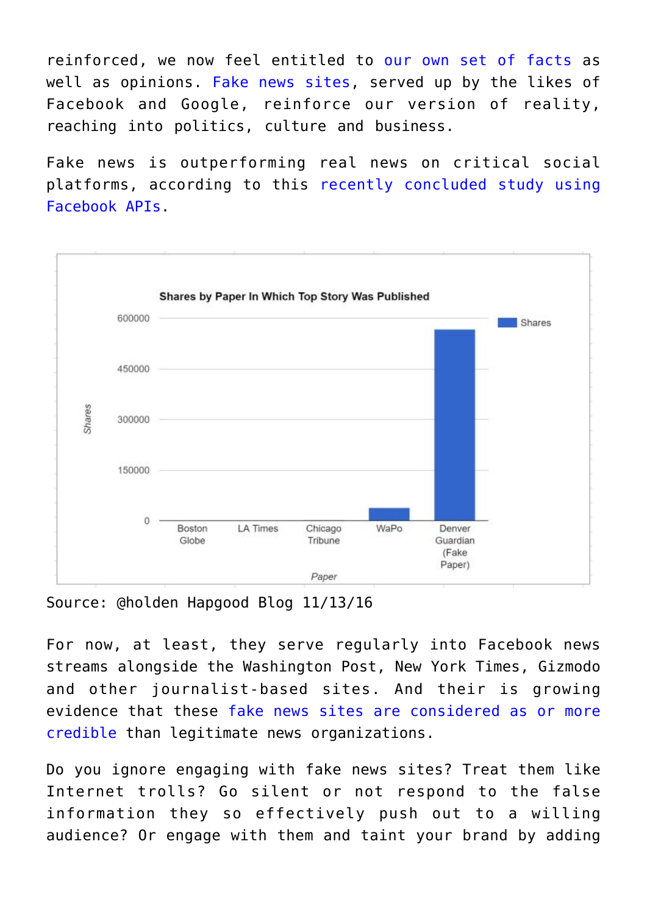reinforced, we now feel entitled to our own set of facts as well as opinions. Fake news sites, served up by the likes of Facebook and Google, reinforce our version of reality, reaching into politics, culture and business.

Fake news is outperforming real news on critical social platforms, according to this recently concluded study using Facebook APIs.

Source: @holden Hapgood Blog 11/13/16

For now, at least, they serve regularly into Facebook news streams alongside the Washington Post, New York Times, Gizmodo and other journalist-based sites. And their is growing evidence that these fake news sites are considered as or more credible than legitimate news organizations.

Do you ignore engaging with fake news sites? Treat them like Internet trolls? Go silent or not respond to the false information they so effectively push out to a willing audience? Or engage with them and taint your brand by adding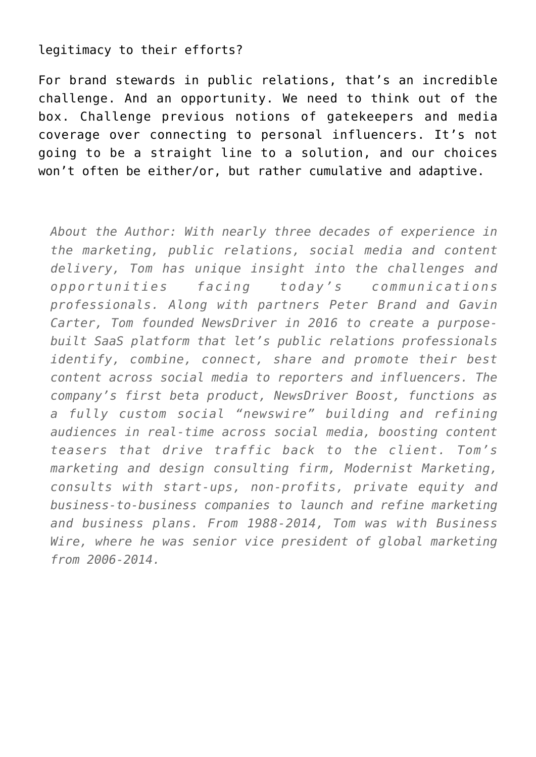legitimacy to their efforts?

For brand stewards in public relations, that's an incredible challenge. And an opportunity. We need to think out of the box. Challenge previous notions of gatekeepers and media coverage over connecting to personal influencers. It's not going to be a straight line to a solution, and our choices won't often be either/or, but rather cumulative and adaptive.

*About the Author: With nearly three decades of experience in the marketing, public relations, social media and content delivery, Tom has unique insight into the challenges and opportunities facing today's communications professionals. Along with partners Peter Brand and Gavin Carter, Tom founded NewsDriver in 2016 to create a purpose-built SaaS platform that let's public relations professionals identify, combine, connect, share and promote their best content across social media to reporters and influencers. The company's first beta product, NewsDriver Boost, functions as a fully custom social "newswire" building and refining audiences in real-time across social media, boosting content teasers that drive traffic back to the client. Tom's marketing and design consulting firm, Modernist Marketing, consults with start-ups, non-profits, private equity and business-to-business companies to launch and refine marketing and business plans. From 1988-2014, Tom was with Business Wire, where he was senior vice president of global marketing from 2006-2014.*